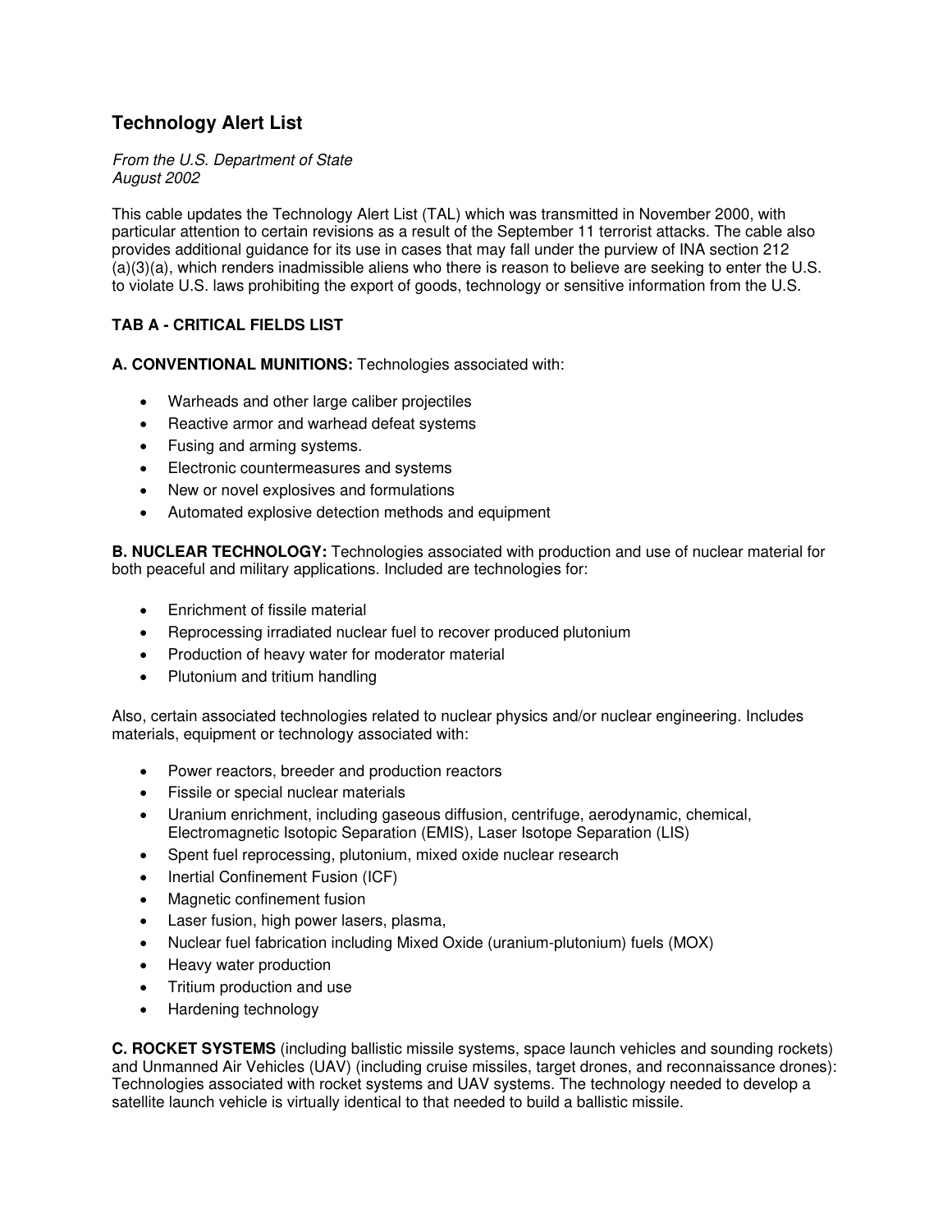# Technology Alert List

*From the U.S. Department of State*
*August 2002*

This cable updates the Technology Alert List (TAL) which was transmitted in November 2000, with particular attention to certain revisions as a result of the September 11 terrorist attacks. The cable also provides additional guidance for its use in cases that may fall under the purview of INA section 212 (a)(3)(a), which renders inadmissible aliens who there is reason to believe are seeking to enter the U.S. to violate U.S. laws prohibiting the export of goods, technology or sensitive information from the U.S.

## TAB A - CRITICAL FIELDS LIST

**A. CONVENTIONAL MUNITIONS:** Technologies associated with:

- Warheads and other large caliber projectiles
- Reactive armor and warhead defeat systems
- Fusing and arming systems.
- Electronic countermeasures and systems
- New or novel explosives and formulations
- Automated explosive detection methods and equipment

**B. NUCLEAR TECHNOLOGY:** Technologies associated with production and use of nuclear material for both peaceful and military applications. Included are technologies for:

- Enrichment of fissile material
- Reprocessing irradiated nuclear fuel to recover produced plutonium
- Production of heavy water for moderator material
- Plutonium and tritium handling

Also, certain associated technologies related to nuclear physics and/or nuclear engineering. Includes materials, equipment or technology associated with:

- Power reactors, breeder and production reactors
- Fissile or special nuclear materials
- Uranium enrichment, including gaseous diffusion, centrifuge, aerodynamic, chemical, Electromagnetic Isotopic Separation (EMIS), Laser Isotope Separation (LIS)
- Spent fuel reprocessing, plutonium, mixed oxide nuclear research
- Inertial Confinement Fusion (ICF)
- Magnetic confinement fusion
- Laser fusion, high power lasers, plasma,
- Nuclear fuel fabrication including Mixed Oxide (uranium-plutonium) fuels (MOX)
- Heavy water production
- Tritium production and use
- Hardening technology

**C. ROCKET SYSTEMS** (including ballistic missile systems, space launch vehicles and sounding rockets) and Unmanned Air Vehicles (UAV) (including cruise missiles, target drones, and reconnaissance drones): Technologies associated with rocket systems and UAV systems. The technology needed to develop a satellite launch vehicle is virtually identical to that needed to build a ballistic missile.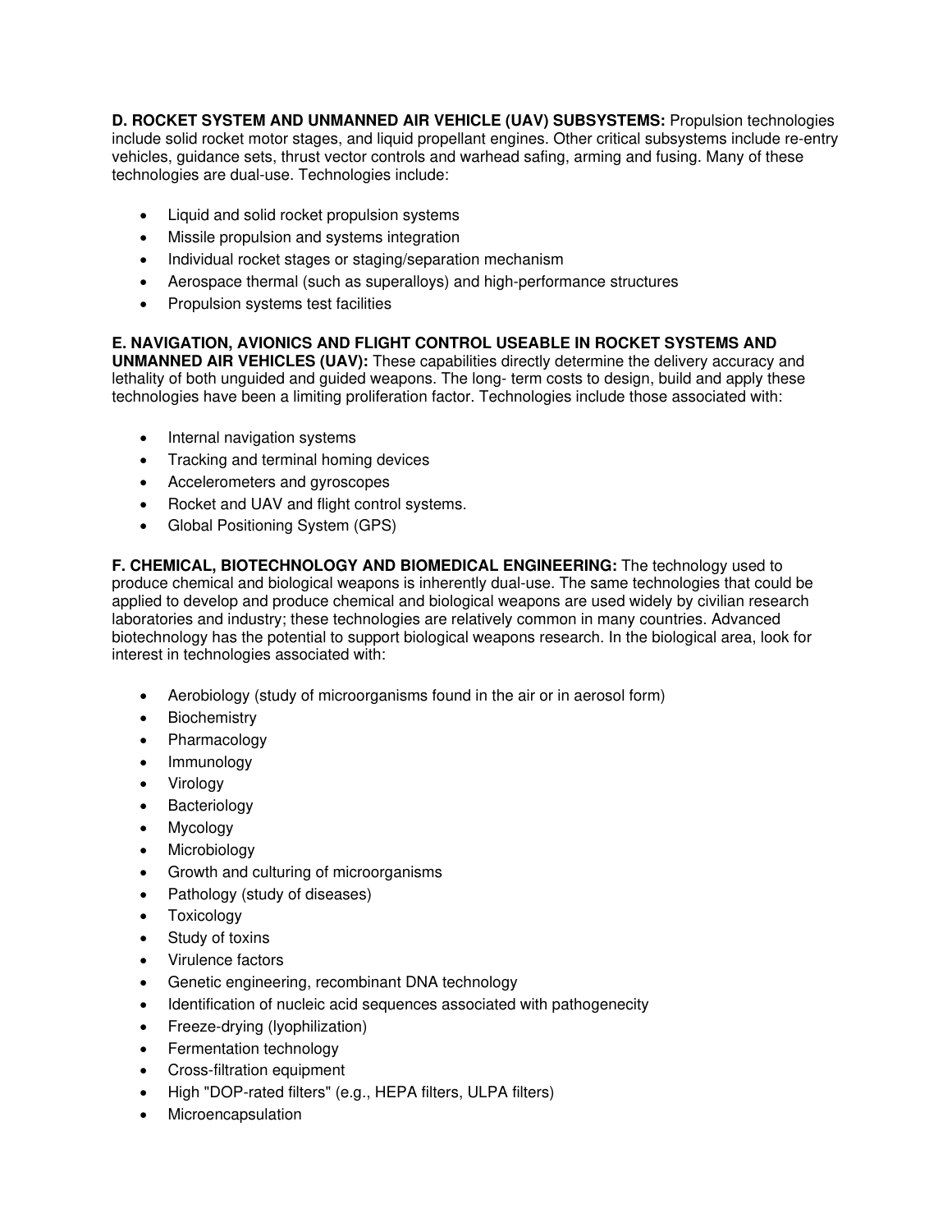**D. ROCKET SYSTEM AND UNMANNED AIR VEHICLE (UAV) SUBSYSTEMS:** Propulsion technologies include solid rocket motor stages, and liquid propellant engines. Other critical subsystems include re-entry vehicles, guidance sets, thrust vector controls and warhead safing, arming and fusing. Many of these technologies are dual-use. Technologies include:

- Liquid and solid rocket propulsion systems
- Missile propulsion and systems integration
- Individual rocket stages or staging/separation mechanism
- Aerospace thermal (such as superalloys) and high-performance structures
- Propulsion systems test facilities

**E. NAVIGATION, AVIONICS AND FLIGHT CONTROL USEABLE IN ROCKET SYSTEMS AND UNMANNED AIR VEHICLES (UAV):** These capabilities directly determine the delivery accuracy and lethality of both unguided and guided weapons. The long- term costs to design, build and apply these technologies have been a limiting proliferation factor. Technologies include those associated with:

- Internal navigation systems
- Tracking and terminal homing devices
- Accelerometers and gyroscopes
- Rocket and UAV and flight control systems.
- Global Positioning System (GPS)

**F. CHEMICAL, BIOTECHNOLOGY AND BIOMEDICAL ENGINEERING:** The technology used to produce chemical and biological weapons is inherently dual-use. The same technologies that could be applied to develop and produce chemical and biological weapons are used widely by civilian research laboratories and industry; these technologies are relatively common in many countries. Advanced biotechnology has the potential to support biological weapons research. In the biological area, look for interest in technologies associated with:

- Aerobiology (study of microorganisms found in the air or in aerosol form)
- Biochemistry
- Pharmacology
- Immunology
- Virology
- Bacteriology
- Mycology
- Microbiology
- Growth and culturing of microorganisms
- Pathology (study of diseases)
- Toxicology
- Study of toxins
- Virulence factors
- Genetic engineering, recombinant DNA technology
- Identification of nucleic acid sequences associated with pathogenecity
- Freeze-drying (lyophilization)
- Fermentation technology
- Cross-filtration equipment
- High "DOP-rated filters" (e.g., HEPA filters, ULPA filters)
- Microencapsulation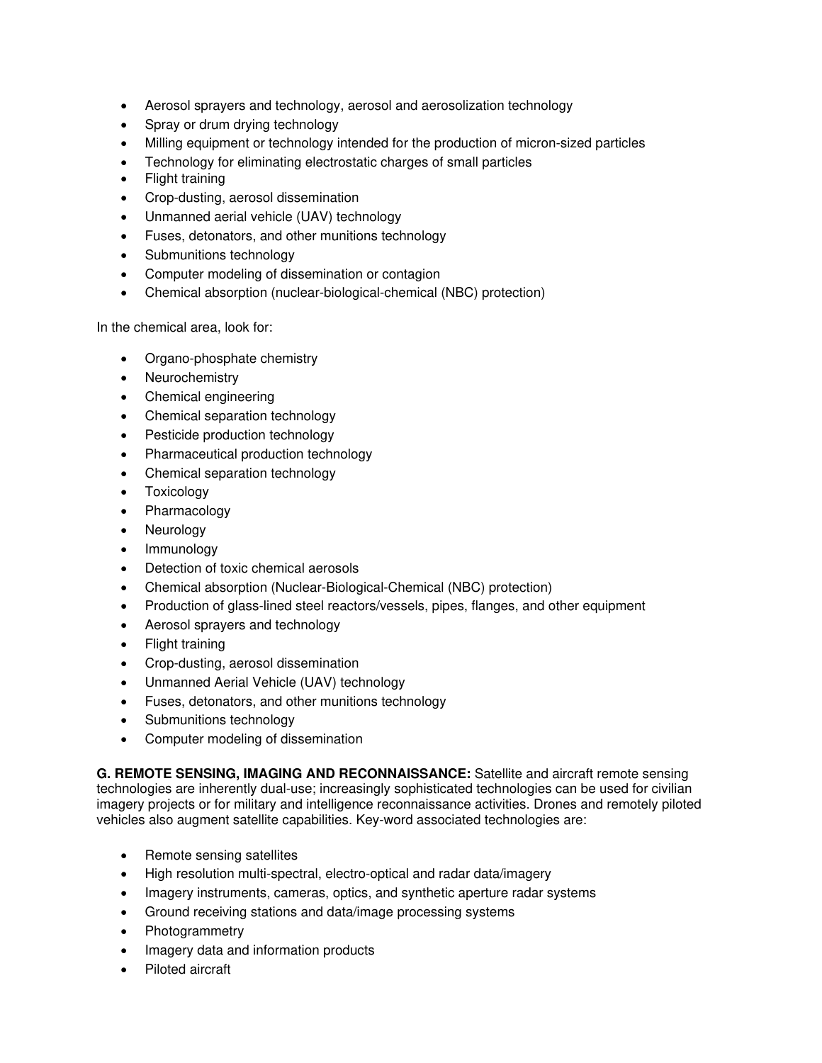- Aerosol sprayers and technology, aerosol and aerosolization technology
- Spray or drum drying technology
- Milling equipment or technology intended for the production of micron-sized particles
- Technology for eliminating electrostatic charges of small particles
- Flight training
- Crop-dusting, aerosol dissemination
- Unmanned aerial vehicle (UAV) technology
- Fuses, detonators, and other munitions technology
- Submunitions technology
- Computer modeling of dissemination or contagion
- Chemical absorption (nuclear-biological-chemical (NBC) protection)

In the chemical area, look for:

- Organo-phosphate chemistry
- Neurochemistry
- Chemical engineering
- Chemical separation technology
- Pesticide production technology
- Pharmaceutical production technology
- Chemical separation technology
- Toxicology
- Pharmacology
- Neurology
- Immunology
- Detection of toxic chemical aerosols
- Chemical absorption (Nuclear-Biological-Chemical (NBC) protection)
- Production of glass-lined steel reactors/vessels, pipes, flanges, and other equipment
- Aerosol sprayers and technology
- Flight training
- Crop-dusting, aerosol dissemination
- Unmanned Aerial Vehicle (UAV) technology
- Fuses, detonators, and other munitions technology
- Submunitions technology
- Computer modeling of dissemination

**G. REMOTE SENSING, IMAGING AND RECONNAISSANCE:** Satellite and aircraft remote sensing technologies are inherently dual-use; increasingly sophisticated technologies can be used for civilian imagery projects or for military and intelligence reconnaissance activities. Drones and remotely piloted vehicles also augment satellite capabilities. Key-word associated technologies are:

- Remote sensing satellites
- High resolution multi-spectral, electro-optical and radar data/imagery
- Imagery instruments, cameras, optics, and synthetic aperture radar systems
- Ground receiving stations and data/image processing systems
- Photogrammetry
- Imagery data and information products
- Piloted aircraft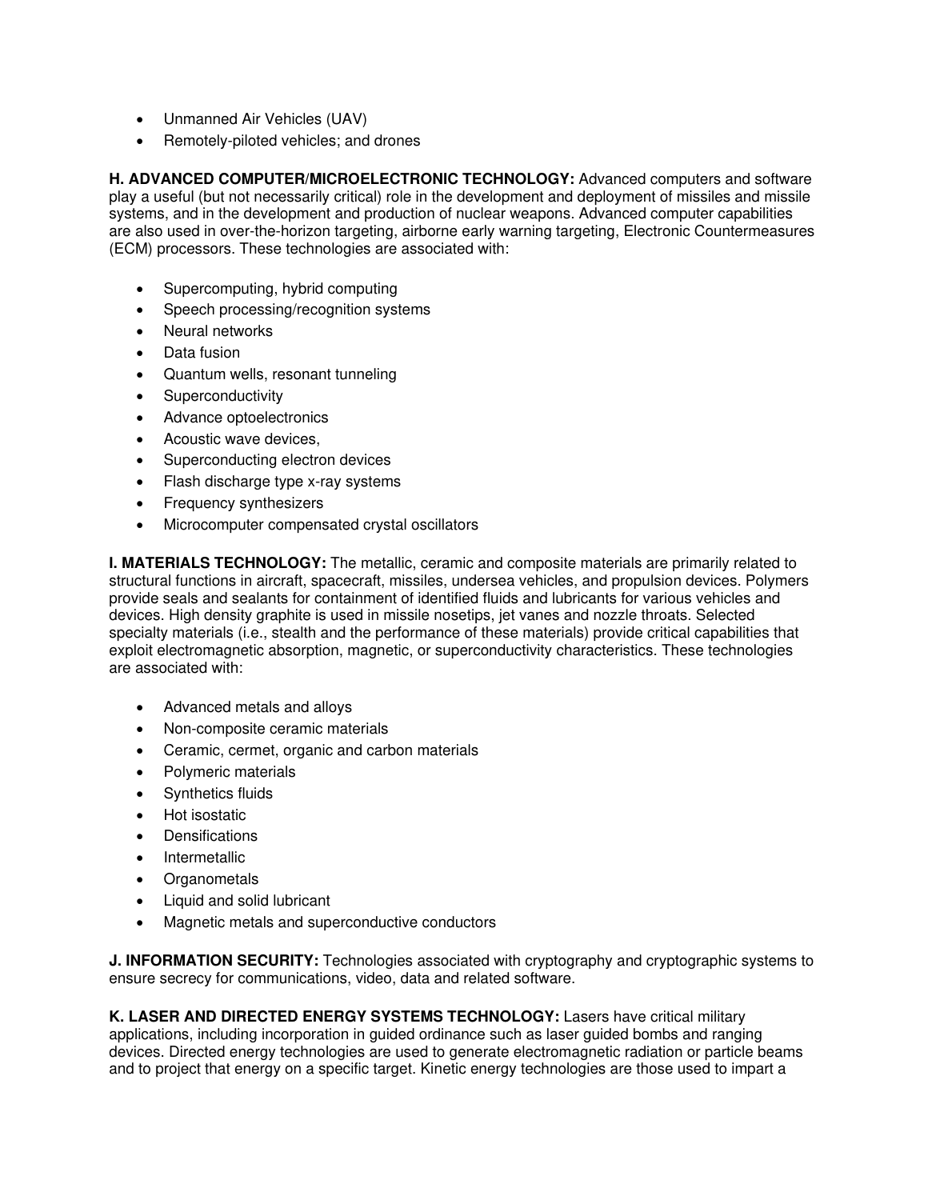- Unmanned Air Vehicles (UAV)
- Remotely-piloted vehicles; and drones

**H. ADVANCED COMPUTER/MICROELECTRONIC TECHNOLOGY:** Advanced computers and software play a useful (but not necessarily critical) role in the development and deployment of missiles and missile systems, and in the development and production of nuclear weapons. Advanced computer capabilities are also used in over-the-horizon targeting, airborne early warning targeting, Electronic Countermeasures (ECM) processors. These technologies are associated with:

- Supercomputing, hybrid computing
- Speech processing/recognition systems
- Neural networks
- Data fusion
- Quantum wells, resonant tunneling
- Superconductivity
- Advance optoelectronics
- Acoustic wave devices,
- Superconducting electron devices
- Flash discharge type x-ray systems
- Frequency synthesizers
- Microcomputer compensated crystal oscillators

**I. MATERIALS TECHNOLOGY:** The metallic, ceramic and composite materials are primarily related to structural functions in aircraft, spacecraft, missiles, undersea vehicles, and propulsion devices. Polymers provide seals and sealants for containment of identified fluids and lubricants for various vehicles and devices. High density graphite is used in missile nosetips, jet vanes and nozzle throats. Selected specialty materials (i.e., stealth and the performance of these materials) provide critical capabilities that exploit electromagnetic absorption, magnetic, or superconductivity characteristics. These technologies are associated with:

- Advanced metals and alloys
- Non-composite ceramic materials
- Ceramic, cermet, organic and carbon materials
- Polymeric materials
- Synthetics fluids
- Hot isostatic
- Densifications
- Intermetallic
- Organometals
- Liquid and solid lubricant
- Magnetic metals and superconductive conductors

**J. INFORMATION SECURITY:** Technologies associated with cryptography and cryptographic systems to ensure secrecy for communications, video, data and related software.

**K. LASER AND DIRECTED ENERGY SYSTEMS TECHNOLOGY:** Lasers have critical military applications, including incorporation in guided ordinance such as laser guided bombs and ranging devices. Directed energy technologies are used to generate electromagnetic radiation or particle beams and to project that energy on a specific target. Kinetic energy technologies are those used to impart a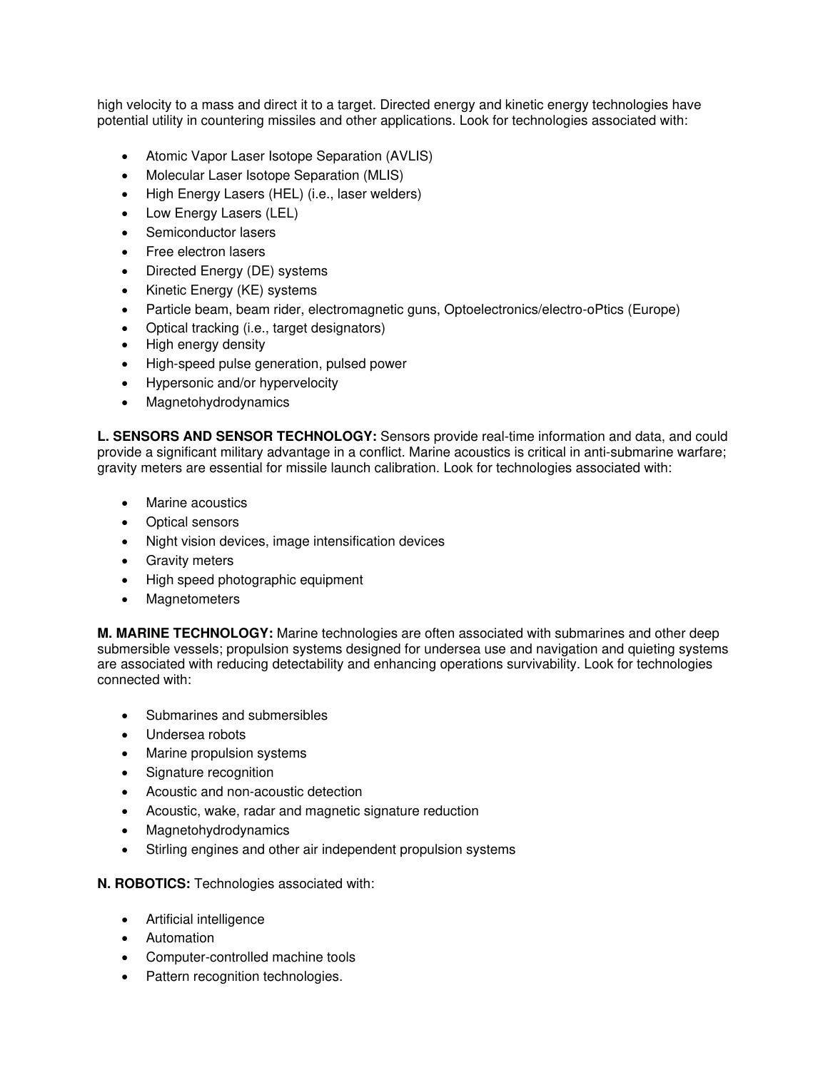high velocity to a mass and direct it to a target. Directed energy and kinetic energy technologies have potential utility in countering missiles and other applications. Look for technologies associated with:

- Atomic Vapor Laser Isotope Separation (AVLIS)
- Molecular Laser Isotope Separation (MLIS)
- High Energy Lasers (HEL) (i.e., laser welders)
- Low Energy Lasers (LEL)
- Semiconductor lasers
- Free electron lasers
- Directed Energy (DE) systems
- Kinetic Energy (KE) systems
- Particle beam, beam rider, electromagnetic guns, Optoelectronics/electro-oPtics (Europe)
- Optical tracking (i.e., target designators)
- High energy density
- High-speed pulse generation, pulsed power
- Hypersonic and/or hypervelocity
- Magnetohydrodynamics

**L. SENSORS AND SENSOR TECHNOLOGY:** Sensors provide real-time information and data, and could provide a significant military advantage in a conflict. Marine acoustics is critical in anti-submarine warfare; gravity meters are essential for missile launch calibration. Look for technologies associated with:

- Marine acoustics
- Optical sensors
- Night vision devices, image intensification devices
- Gravity meters
- High speed photographic equipment
- Magnetometers

**M. MARINE TECHNOLOGY:** Marine technologies are often associated with submarines and other deep submersible vessels; propulsion systems designed for undersea use and navigation and quieting systems are associated with reducing detectability and enhancing operations survivability. Look for technologies connected with:

- Submarines and submersibles
- Undersea robots
- Marine propulsion systems
- Signature recognition
- Acoustic and non-acoustic detection
- Acoustic, wake, radar and magnetic signature reduction
- Magnetohydrodynamics
- Stirling engines and other air independent propulsion systems

**N. ROBOTICS:** Technologies associated with:

- Artificial intelligence
- Automation
- Computer-controlled machine tools
- Pattern recognition technologies.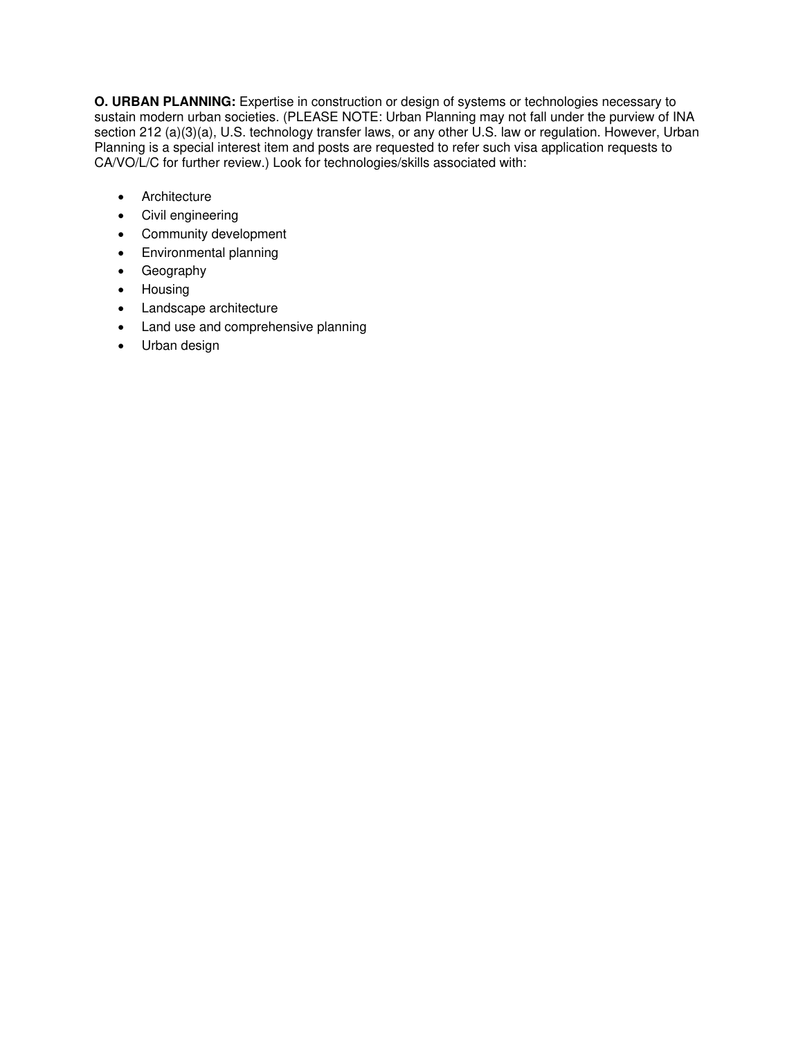**O. URBAN PLANNING:** Expertise in construction or design of systems or technologies necessary to sustain modern urban societies. (PLEASE NOTE: Urban Planning may not fall under the purview of INA section 212 (a)(3)(a), U.S. technology transfer laws, or any other U.S. law or regulation. However, Urban Planning is a special interest item and posts are requested to refer such visa application requests to CA/VO/L/C for further review.) Look for technologies/skills associated with:

- Architecture
- Civil engineering
- Community development
- Environmental planning
- Geography
- Housing
- Landscape architecture
- Land use and comprehensive planning
- Urban design